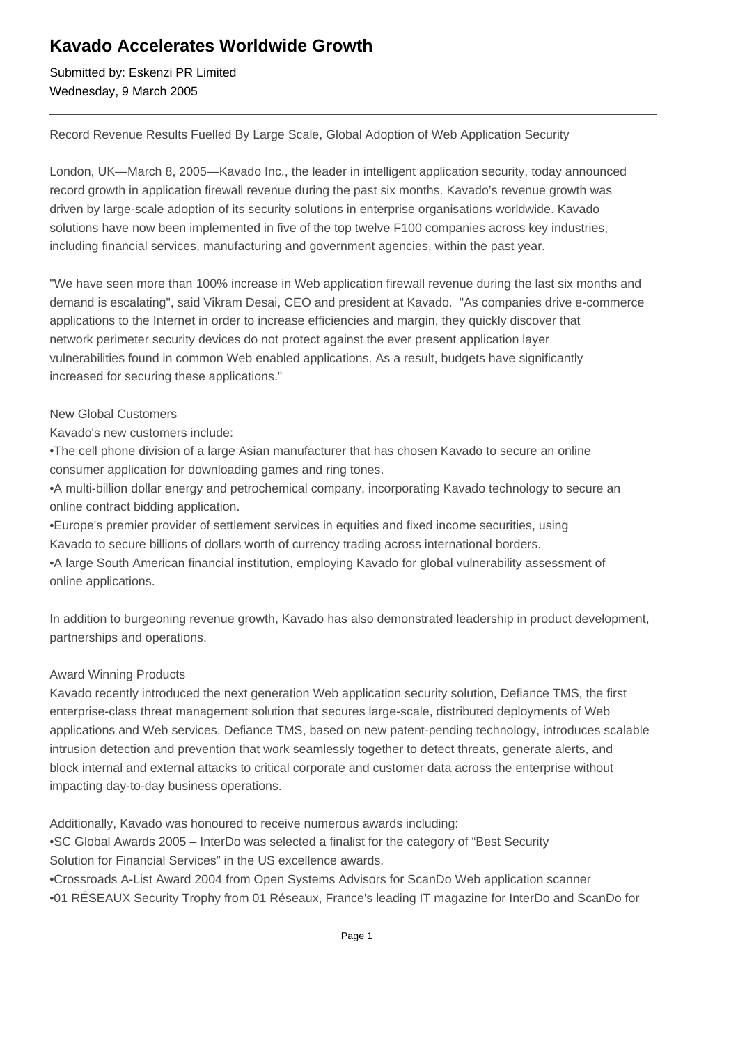# Kavado Accelerates Worldwide Growth

Submitted by: Eskenzi PR Limited
Wednesday, 9 March 2005

---

Record Revenue Results Fuelled By Large Scale, Global Adoption of Web Application Security

London, UK—March 8, 2005—Kavado Inc., the leader in intelligent application security, today announced record growth in application firewall revenue during the past six months. Kavado's revenue growth was driven by large-scale adoption of its security solutions in enterprise organisations worldwide. Kavado solutions have now been implemented in five of the top twelve F100 companies across key industries, including financial services, manufacturing and government agencies, within the past year.

"We have seen more than 100% increase in Web application firewall revenue during the last six months and demand is escalating", said Vikram Desai, CEO and president at Kavado. "As companies drive e-commerce applications to the Internet in order to increase efficiencies and margin, they quickly discover that network perimeter security devices do not protect against the ever present application layer vulnerabilities found in common Web enabled applications. As a result, budgets have significantly increased for securing these applications."

New Global Customers
Kavado's new customers include:

- The cell phone division of a large Asian manufacturer that has chosen Kavado to secure an online consumer application for downloading games and ring tones.
- A multi-billion dollar energy and petrochemical company, incorporating Kavado technology to secure an online contract bidding application.
- Europe's premier provider of settlement services in equities and fixed income securities, using Kavado to secure billions of dollars worth of currency trading across international borders.
- A large South American financial institution, employing Kavado for global vulnerability assessment of online applications.

In addition to burgeoning revenue growth, Kavado has also demonstrated leadership in product development, partnerships and operations.

Award Winning Products
Kavado recently introduced the next generation Web application security solution, Defiance TMS, the first enterprise-class threat management solution that secures large-scale, distributed deployments of Web applications and Web services. Defiance TMS, based on new patent-pending technology, introduces scalable intrusion detection and prevention that work seamlessly together to detect threats, generate alerts, and block internal and external attacks to critical corporate and customer data across the enterprise without impacting day-to-day business operations.

Additionally, Kavado was honoured to receive numerous awards including:

- SC Global Awards 2005 – InterDo was selected a finalist for the category of "Best Security Solution for Financial Services" in the US excellence awards.
- Crossroads A-List Award 2004 from Open Systems Advisors for ScanDo Web application scanner
- 01 RÉSEAUX Security Trophy from 01 Réseaux, France's leading IT magazine for InterDo and ScanDo for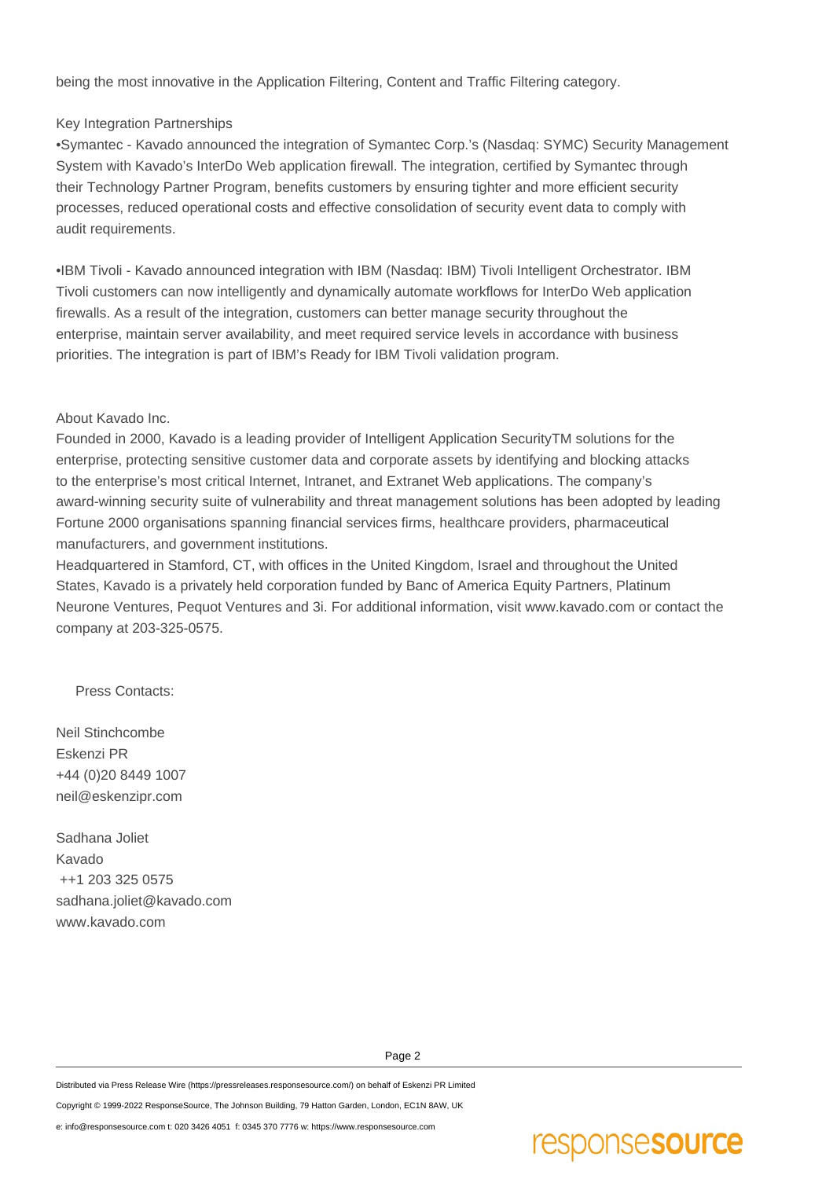being the most innovative in the Application Filtering, Content and Traffic Filtering category.

Key Integration Partnerships

•Symantec - Kavado announced the integration of Symantec Corp.'s (Nasdaq: SYMC) Security Management System with Kavado's InterDo Web application firewall. The integration, certified by Symantec through their Technology Partner Program, benefits customers by ensuring tighter and more efficient security processes, reduced operational costs and effective consolidation of security event data to comply with audit requirements.

•IBM Tivoli - Kavado announced integration with IBM (Nasdaq: IBM) Tivoli Intelligent Orchestrator. IBM Tivoli customers can now intelligently and dynamically automate workflows for InterDo Web application firewalls. As a result of the integration, customers can better manage security throughout the enterprise, maintain server availability, and meet required service levels in accordance with business priorities. The integration is part of IBM's Ready for IBM Tivoli validation program.

About Kavado Inc.

Founded in 2000, Kavado is a leading provider of Intelligent Application SecurityTM solutions for the enterprise, protecting sensitive customer data and corporate assets by identifying and blocking attacks to the enterprise's most critical Internet, Intranet, and Extranet Web applications. The company's award-winning security suite of vulnerability and threat management solutions has been adopted by leading Fortune 2000 organisations spanning financial services firms, healthcare providers, pharmaceutical manufacturers, and government institutions.

Headquartered in Stamford, CT, with offices in the United Kingdom, Israel and throughout the United States, Kavado is a privately held corporation funded by Banc of America Equity Partners, Platinum Neurone Ventures, Pequot Ventures and 3i. For additional information, visit www.kavado.com or contact the company at 203-325-0575.

Press Contacts:

Neil Stinchcombe
Eskenzi PR
+44 (0)20 8449 1007
neil@eskenzipr.com

Sadhana Joliet
Kavado
++1 203 325 0575
sadhana.joliet@kavado.com
www.kavado.com

Distributed via Press Release Wire (https://pressreleases.responsesource.com/) on behalf of Eskenzi PR Limited

Copyright © 1999-2022 ResponseSource, The Johnson Building, 79 Hatton Garden, London, EC1N 8AW, UK

e: info@responsesource.com t: 020 3426 4051 f: 0345 370 7776 w: https://www.responsesource.com